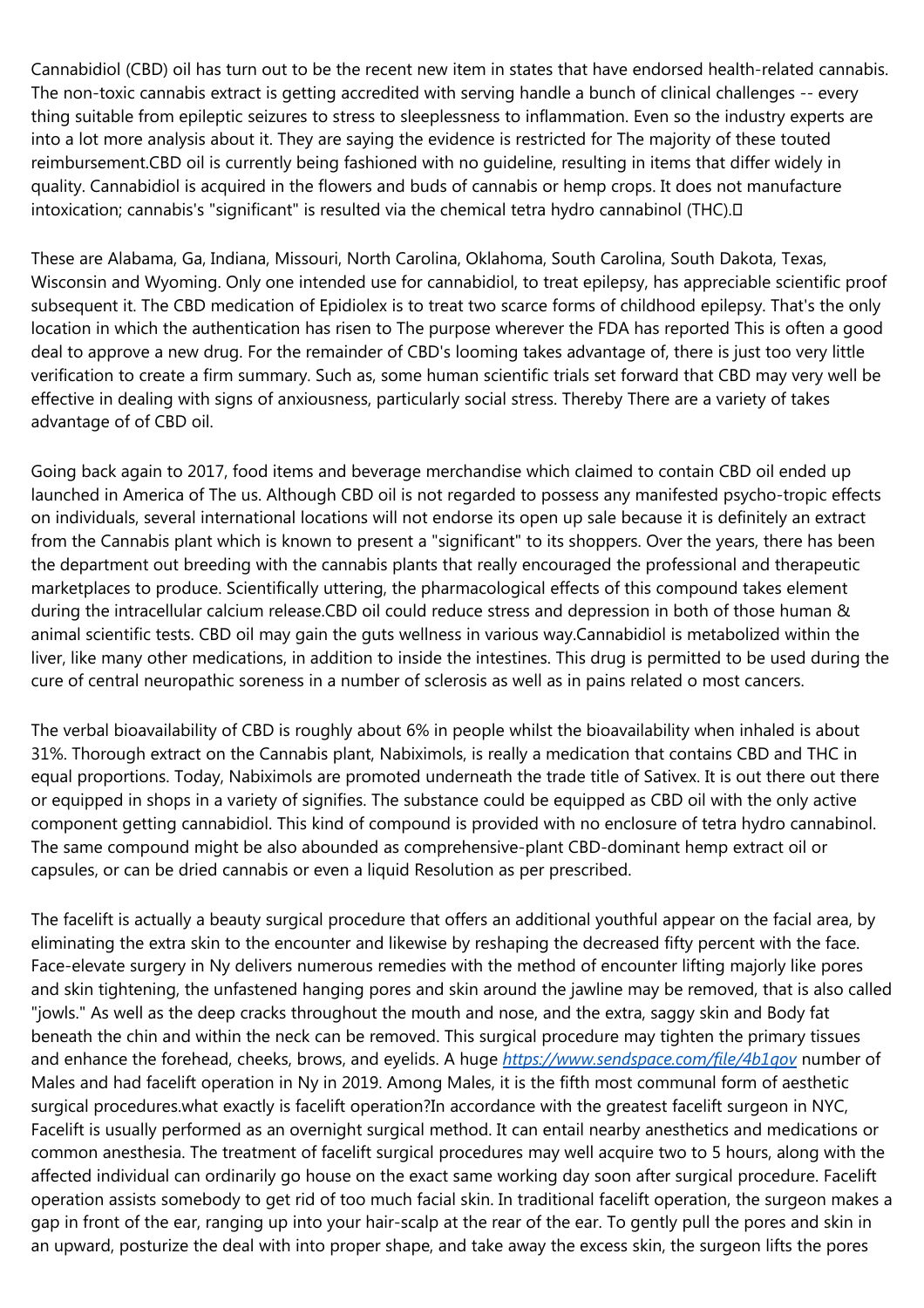Cannabidiol (CBD) oil has turn out to be the recent new item in states that have endorsed health-related cannabis. The non-toxic cannabis extract is getting accredited with serving handle a bunch of clinical challenges -- every thing suitable from epileptic seizures to stress to sleeplessness to inflammation. Even so the industry experts are into a lot more analysis about it. They are saying the evidence is restricted for The majority of these touted reimbursement.CBD oil is currently being fashioned with no guideline, resulting in items that differ widely in quality. Cannabidiol is acquired in the flowers and buds of cannabis or hemp crops. It does not manufacture intoxication; cannabis's "significant" is resulted via the chemical tetra hydro cannabinol (THC).

These are Alabama, Ga, Indiana, Missouri, North Carolina, Oklahoma, South Carolina, South Dakota, Texas, Wisconsin and Wyoming. Only one intended use for cannabidiol, to treat epilepsy, has appreciable scientific proof subsequent it. The CBD medication of Epidiolex is to treat two scarce forms of childhood epilepsy. That's the only location in which the authentication has risen to The purpose wherever the FDA has reported This is often a good deal to approve a new drug. For the remainder of CBD's looming takes advantage of, there is just too very little verification to create a firm summary. Such as, some human scientific trials set forward that CBD may very well be effective in dealing with signs of anxiousness, particularly social stress. Thereby There are a variety of takes advantage of of CBD oil.

Going back again to 2017, food items and beverage merchandise which claimed to contain CBD oil ended up launched in America of The us. Although CBD oil is not regarded to possess any manifested psycho-tropic effects on individuals, several international locations will not endorse its open up sale because it is definitely an extract from the Cannabis plant which is known to present a "significant" to its shoppers. Over the years, there has been the department out breeding with the cannabis plants that really encouraged the professional and therapeutic marketplaces to produce. Scientifically uttering, the pharmacological effects of this compound takes element during the intracellular calcium release.CBD oil could reduce stress and depression in both of those human & animal scientific tests. CBD oil may gain the guts wellness in various way.Cannabidiol is metabolized within the liver, like many other medications, in addition to inside the intestines. This drug is permitted to be used during the cure of central neuropathic soreness in a number of sclerosis as well as in pains related o most cancers.

The verbal bioavailability of CBD is roughly about 6% in people whilst the bioavailability when inhaled is about 31%. Thorough extract on the Cannabis plant, Nabiximols, is really a medication that contains CBD and THC in equal proportions. Today, Nabiximols are promoted underneath the trade title of Sativex. It is out there out there or equipped in shops in a variety of signifies. The substance could be equipped as CBD oil with the only active component getting cannabidiol. This kind of compound is provided with no enclosure of tetra hydro cannabinol. The same compound might be also abounded as comprehensive-plant CBD-dominant hemp extract oil or capsules, or can be dried cannabis or even a liquid Resolution as per prescribed.

The facelift is actually a beauty surgical procedure that offers an additional youthful appear on the facial area, by eliminating the extra skin to the encounter and likewise by reshaping the decreased fifty percent with the face. Face-elevate surgery in Ny delivers numerous remedies with the method of encounter lifting majorly like pores and skin tightening, the unfastened hanging pores and skin around the jawline may be removed, that is also called "jowls." As well as the deep cracks throughout the mouth and nose, and the extra, saggy skin and Body fat beneath the chin and within the neck can be removed. This surgical procedure may tighten the primary tissues and enhance the forehead, cheeks, brows, and eyelids. A huge *https://www.sendspace.com/file/4b1qov* number of Males and had facelift operation in Ny in 2019. Among Males, it is the fifth most communal form of aesthetic surgical procedures.what exactly is facelift operation?In accordance with the greatest facelift surgeon in NYC, Facelift is usually performed as an overnight surgical method. It can entail nearby anesthetics and medications or common anesthesia. The treatment of facelift surgical procedures may well acquire two to 5 hours, along with the affected individual can ordinarily go house on the exact same working day soon after surgical procedure. Facelift operation assists somebody to get rid of too much facial skin. In traditional facelift operation, the surgeon makes a gap in front of the ear, ranging up into your hair-scalp at the rear of the ear. To gently pull the pores and skin in an upward, posturize the deal with into proper shape, and take away the excess skin, the surgeon lifts the pores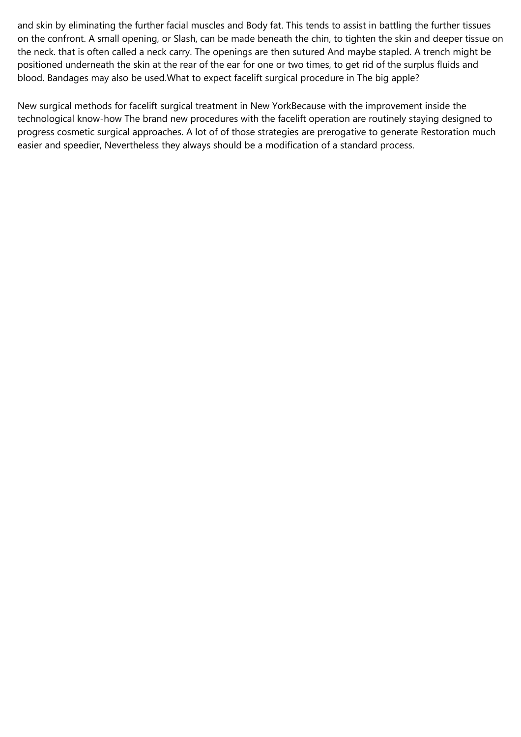and skin by eliminating the further facial muscles and Body fat. This tends to assist in battling the further tissues on the confront. A small opening, or Slash, can be made beneath the chin, to tighten the skin and deeper tissue on the neck. that is often called a neck carry. The openings are then sutured And maybe stapled. A trench might be positioned underneath the skin at the rear of the ear for one or two times, to get rid of the surplus fluids and blood. Bandages may also be used.What to expect facelift surgical procedure in The big apple?

New surgical methods for facelift surgical treatment in New YorkBecause with the improvement inside the technological know-how The brand new procedures with the facelift operation are routinely staying designed to progress cosmetic surgical approaches. A lot of of those strategies are prerogative to generate Restoration much easier and speedier, Nevertheless they always should be a modification of a standard process.